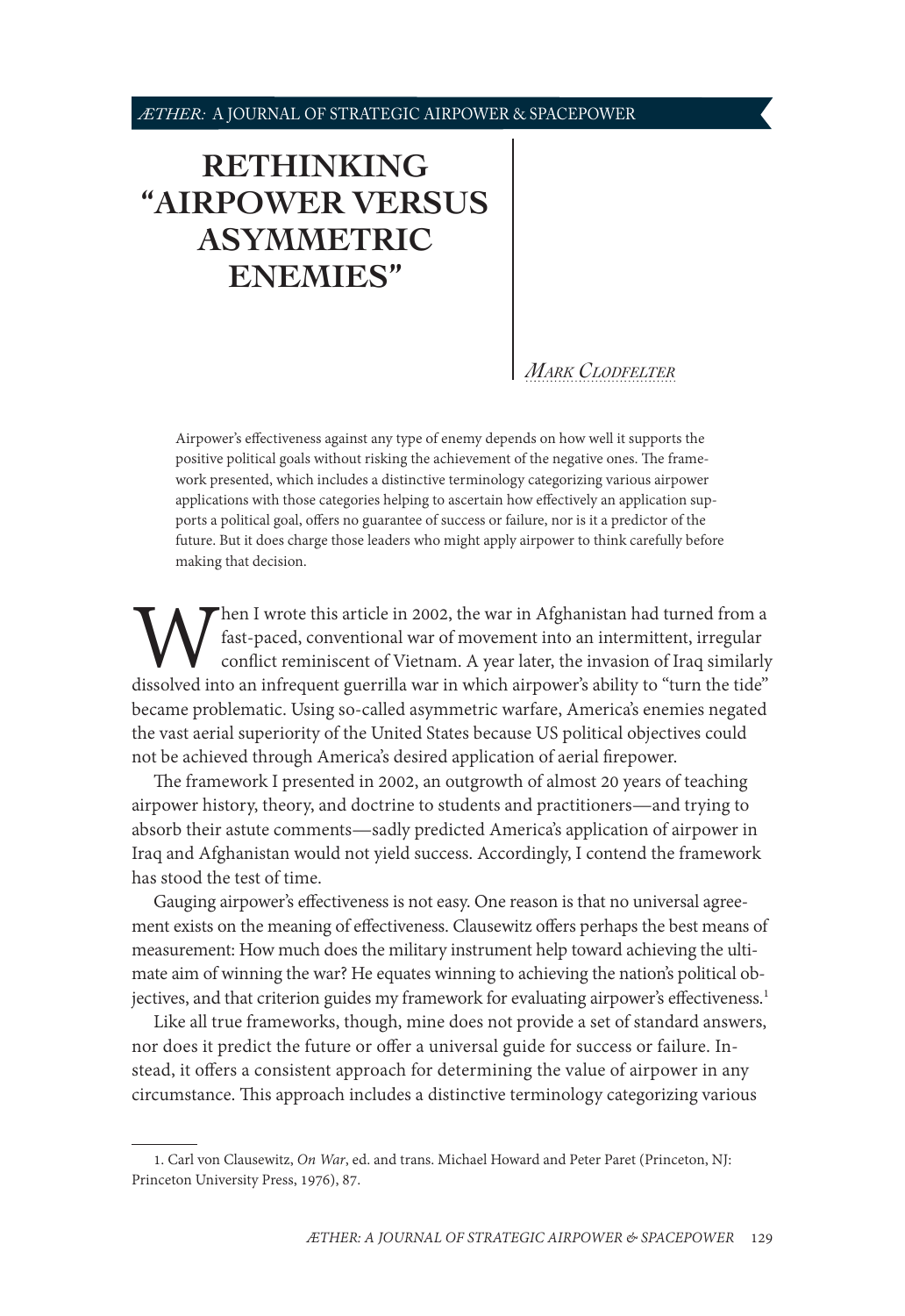# RETHINKING "AIRPOWER VERSUS ASYMMETRIC ENEMIES"

*Mark Clodfelter*

Airpower's effectiveness against any type of enemy depends on how well it supports the positive political goals without risking the achievement of the negative ones. The framework presented, which includes a distinctive terminology how categorizing various airpower applications with those categories helping to ascertain how effectively an application supports a political goal, offers no guarantee of success or failure, nor is it a predictor of the future. But it does charge those leaders who might apply airpower to think carefully before making that decision.

When I wrote this article in 2002, the war in Afghanistan had turned from a fast-paced, conventional war of movement into an intermittent, irregular conflict reminiscent of Vietnam. A year later, the invasion of Iraq similarly dissolved into an infrequent guerrilla war in which airpower's ability to "turn the tide" became problematic. Using so-called asymmetric warfare, America's enemies negated the vast aerial superiority of the United States because US political objectives could not be achieved through America's desired application of aerial firepower.

The framework I presented in 2002, an outgrowth of almost 20 years of teaching airpower history, theory, and doctrine to students and practitioners—and trying to absorb their astute comments—sadly predicted America's application of airpower in Iraq and Afghanistan would not yield success. Accordingly, I contend the framework has stood the test of time.

Gauging airpower's effectiveness is not easy. One reason is that no universal agreement exists on the meaning of effectiveness. Clausewitz offers perhaps the best means of measurement: How much does the military instrument help toward achieving the ultimate aim of winning the war? He equates winning to achieving the nation's political objectives, and that criterion guides my framework for evaluating airpower's effectiveness.[1]

Like all true frameworks, though, mine does not provide a set of standard answers, nor does it predict the future or offer a universal guide for success or failure. Instead, it offers a consistent approach for determining the value of airpower in any circumstance. This approach includes a distinctive terminology categorizing various

1. Carl von Clausewitz, *On War*, ed. and trans. Michael Howard and Peter Paret (Princeton, NJ: Princeton University Press, 1976), 87.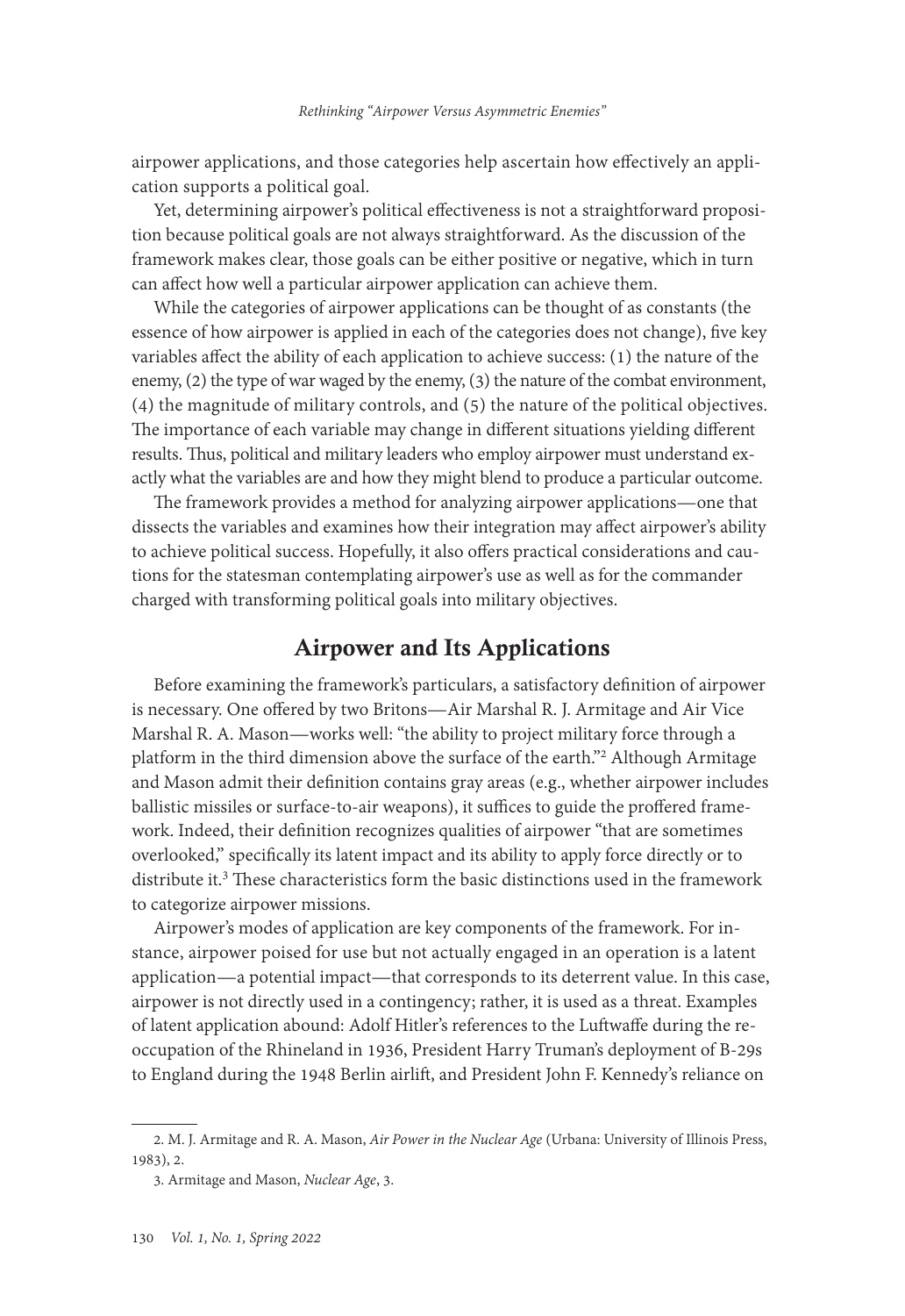airpower applications, and those categories help ascertain how effectively an application supports a political goal.

Yet, determining airpower's political effectiveness is not a straightforward proposition because political goals are not always straightforward. As the discussion of the framework makes clear, those goals can be either positive or negative, which in turn can affect how well a particular airpower application can achieve them.

While the categories of airpower applications can be thought of as constants (the essence of how airpower is applied in each of the categories does not change), five key variables affect the ability of each application to achieve success: (1) the nature of the enemy, (2) the type of war waged by the enemy, (3) the nature of the combat environment, (4) the magnitude of military controls, and (5) the nature of the political objectives. The importance of each variable may change in different situations yielding different results. Thus, political and military leaders who employ airpower must understand exactly what the variables are and how they might blend to produce a particular outcome.

The framework provides a method for analyzing airpower applications—one that dissects the variables and examines how their integration may affect airpower's ability to achieve political success. Hopefully, it also offers practical considerations and cautions for the statesman contemplating airpower's use as well as for the commander charged with transforming political goals into military objectives.

## Airpower and Its Applications

Before examining the framework's particulars, a satisfactory definition of airpower is necessary. One offered by two Britons—Air Marshal R. J. Armitage and Air Vice Marshal R. A. Mason—works well: "the ability to project military force through a platform in the third dimension above the surface of the earth."[2] Although Armitage and Mason admit their definition contains gray areas (e.g., whether airpower includes ballistic missiles or surface-to-air weapons), it suffices to guide the proffered framework. Indeed, their definition recognizes qualities of airpower "that are sometimes overlooked," specifically its latent impact and its ability to apply force directly or to distribute it.[3] These characteristics form the basic distinctions used in the framework to categorize airpower missions.

Airpower's modes of application are key components of the framework. For instance, airpower poised for use but not actually engaged in an operation is a latent application—a potential impact—that corresponds to its deterrent value. In this case, airpower is not directly used in a contingency; rather, it is used as a threat. Examples of latent application abound: Adolf Hitler's references to the Luftwaffe during the reoccupation of the Rhineland in 1936, President Harry Truman's deployment of B-29s to England during the 1948 Berlin airlift, and President John F. Kennedy's reliance on

2. M. J. Armitage and R. A. Mason, *Air Power in the Nuclear Age* (Urbana: University of Illinois Press, 1983), 2.

3. Armitage and Mason, *Nuclear Age*, 3.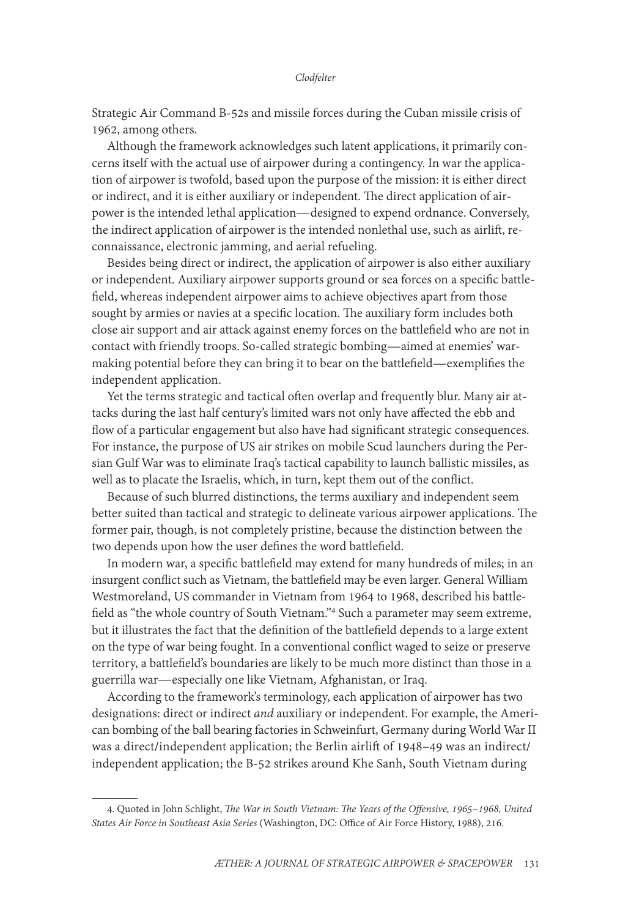Strategic Air Command B-52s and missile forces during the Cuban missile crisis of 1962, among others.

Although the framework acknowledges such latent applications, it primarily concerns itself with the actual use of airpower during a contingency. In war the application of airpower is twofold, based upon the purpose of the mission: it is either direct or indirect, and it is either auxiliary or independent. The direct application of airpower is the intended lethal application—designed to expend ordnance. Conversely, the indirect application of airpower is the intended nonlethal use, such as airlift, reconnaissance, electronic jamming, and aerial refueling.

Besides being direct or indirect, the application of airpower is also either auxiliary or independent. Auxiliary airpower supports ground or sea forces on a specific battlefield, whereas independent airpower aims to achieve objectives apart from those sought by armies or navies at a specific location. The auxiliary form includes both close air support and air attack against enemy forces on the battlefield who are not in contact with friendly troops. So-called strategic bombing—aimed at enemies' war-making potential before they can bring it to bear on the battlefield—exemplifies the independent application.

Yet the terms strategic and tactical often overlap and frequently blur. Many air attacks during the last half century's limited wars not only have affected the ebb and flow of a particular engagement but also have had significant strategic consequences. For instance, the purpose of US air strikes on mobile Scud launchers during the Persian Gulf War was to eliminate Iraq's tactical capability to launch ballistic missiles, as well as to placate the Israelis, which, in turn, kept them out of the conflict.

Because of such blurred distinctions, the terms auxiliary and independent seem better suited than tactical and strategic to delineate various airpower applications. The former pair, though, is not completely pristine, because the distinction between the two depends upon how the user defines the word battlefield.

In modern war, a specific battlefield may extend for many hundreds of miles; in an insurgent conflict such as Vietnam, the battlefield may be even larger. General William Westmoreland, US commander in Vietnam from 1964 to 1968, described his battlefield as "the whole country of South Vietnam."[4] Such a parameter may seem extreme, but it illustrates the fact that the definition of the battlefield depends to a large extent on the type of war being fought. In a conventional conflict waged to seize or preserve territory, a battlefield's boundaries are likely to be much more distinct than those in a guerrilla war—especially one like Vietnam, Afghanistan, or Iraq.

According to the framework's terminology, each application of airpower has two designations: direct or indirect *and* auxiliary or independent. For example, the American bombing of the ball bearing factories in Schweinfurt, Germany during World War II was a direct/independent application; the Berlin airlift of 1948–49 was an indirect/independent application; the B-52 strikes around Khe Sanh, South Vietnam during

---

4. Quoted in John Schlight, *The War in South Vietnam: The Years of the Offensive, 1965–1968, United States Air Force in Southeast Asia Series* (Washington, DC: Office of Air Force History, 1988), 216.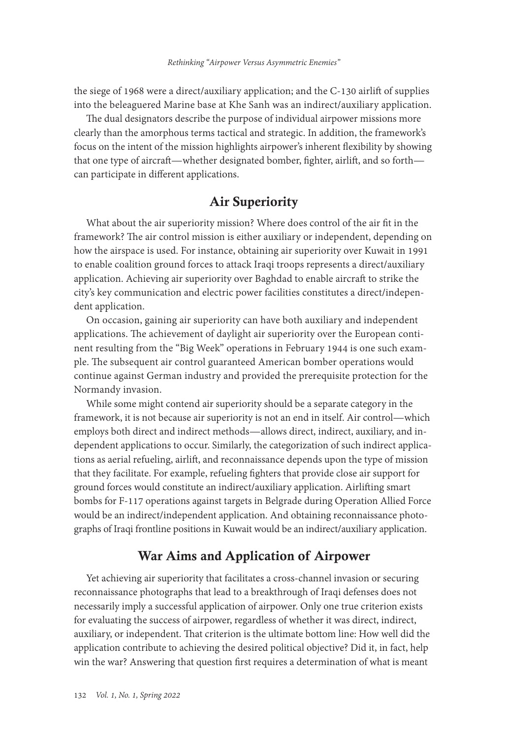the siege of 1968 were a direct/auxiliary application; and the C-130 airlift of supplies into the beleaguered Marine base at Khe Sanh was an indirect/auxiliary application.

The dual designators describe the purpose of individual airpower missions more clearly than the amorphous terms tactical and strategic. In addition, the framework's focus on the intent of the mission highlights airpower's inherent flexibility by showing that one type of aircraft—whether designated bomber, fighter, airlift, and so forth—can participate in different applications.

## Air Superiority

What about the air superiority mission? Where does control of the air fit in the framework? The air control mission is either auxiliary or independent, depending on how the airspace is used. For instance, obtaining air superiority over Kuwait in 1991 to enable coalition ground forces to attack Iraqi troops represents a direct/auxiliary application. Achieving air superiority over Baghdad to enable aircraft to strike the city's key communication and electric power facilities constitutes a direct/independent application.

On occasion, gaining air superiority can have both auxiliary and independent applications. The achievement of daylight air superiority over the European continent resulting from the "Big Week" operations in February 1944 is one such example. The subsequent air control guaranteed American bomber operations would continue against German industry and provided the prerequisite protection for the Normandy invasion.

While some might contend air superiority should be a separate category in the framework, it is not because air superiority is not an end in itself. Air control—which employs both direct and indirect methods—allows direct, indirect, auxiliary, and independent applications to occur. Similarly, the categorization of such indirect applications as aerial refueling, airlift, and reconnaissance depends upon the type of mission that they facilitate. For example, refueling fighters that provide close air support for ground forces would constitute an indirect/auxiliary application. Airlifting smart bombs for F-117 operations against targets in Belgrade during Operation Allied Force would be an indirect/independent application. And obtaining reconnaissance photographs of Iraqi frontline positions in Kuwait would be an indirect/auxiliary application.

## War Aims and Application of Airpower

Yet achieving air superiority that facilitates a cross-channel invasion or securing reconnaissance photographs that lead to a breakthrough of Iraqi defenses does not necessarily imply a successful application of airpower. Only one true criterion exists for evaluating the success of airpower, regardless of whether it was direct, indirect, auxiliary, or independent. That criterion is the ultimate bottom line: How well did the application contribute to achieving the desired political objective? Did it, in fact, help win the war? Answering that question first requires a determination of what is meant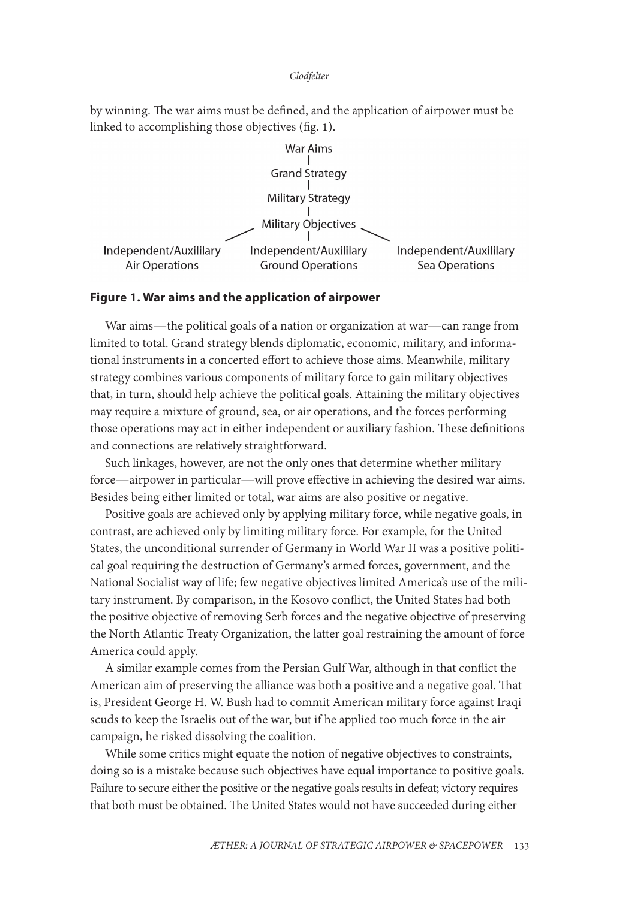by winning. The war aims must be defined, and the application of airpower must be linked to accomplishing those objectives (fig. 1).

```
                              War Aims
                                 |
                           Grand Strategy
                                 |
                          Military Strategy
                                 |
                        Military Objectives
                    /            |            \
Independent/Auxililary  Independent/Auxililary  Independent/Auxililary
   Air Operations        Ground Operations        Sea Operations
```

**Figure 1. War aims and the application of airpower**

War aims—the political goals of a nation or organization at war—can range from limited to total. Grand strategy blends diplomatic, economic, military, and informational instruments in a concerted effort to achieve those aims. Meanwhile, military strategy combines various components of military force to gain military objectives that, in turn, should help achieve the political goals. Attaining the military objectives may require a mixture of ground, sea, or air operations, and the forces performing those operations may act in either independent or auxiliary fashion. These definitions and connections are relatively straightforward.

Such linkages, however, are not the only ones that determine whether military force—airpower in particular—will prove effective in achieving the desired war aims. Besides being either limited or total, war aims are also positive or negative.

Positive goals are achieved only by applying military force, while negative goals, in contrast, are achieved only by limiting military force. For example, for the United States, the unconditional surrender of Germany in World War II was a positive political goal requiring the destruction of Germany's armed forces, government, and the National Socialist way of life; few negative objectives limited America's use of the military instrument. By comparison, in the Kosovo conflict, the United States had both the positive objective of removing Serb forces and the negative objective of preserving the North Atlantic Treaty Organization, the latter goal restraining the amount of force America could apply.

A similar example comes from the Persian Gulf War, although in that conflict the American aim of preserving the alliance was both a positive and a negative goal. That is, President George H. W. Bush had to commit American military force against Iraqi scuds to keep the Israelis out of the war, but if he applied too much force in the air campaign, he risked dissolving the coalition.

While some critics might equate the notion of negative objectives to constraints, doing so is a mistake because such objectives have equal importance to positive goals. Failure to secure either the positive or the negative goals results in defeat; victory requires that both must be obtained. The United States would not have succeeded during either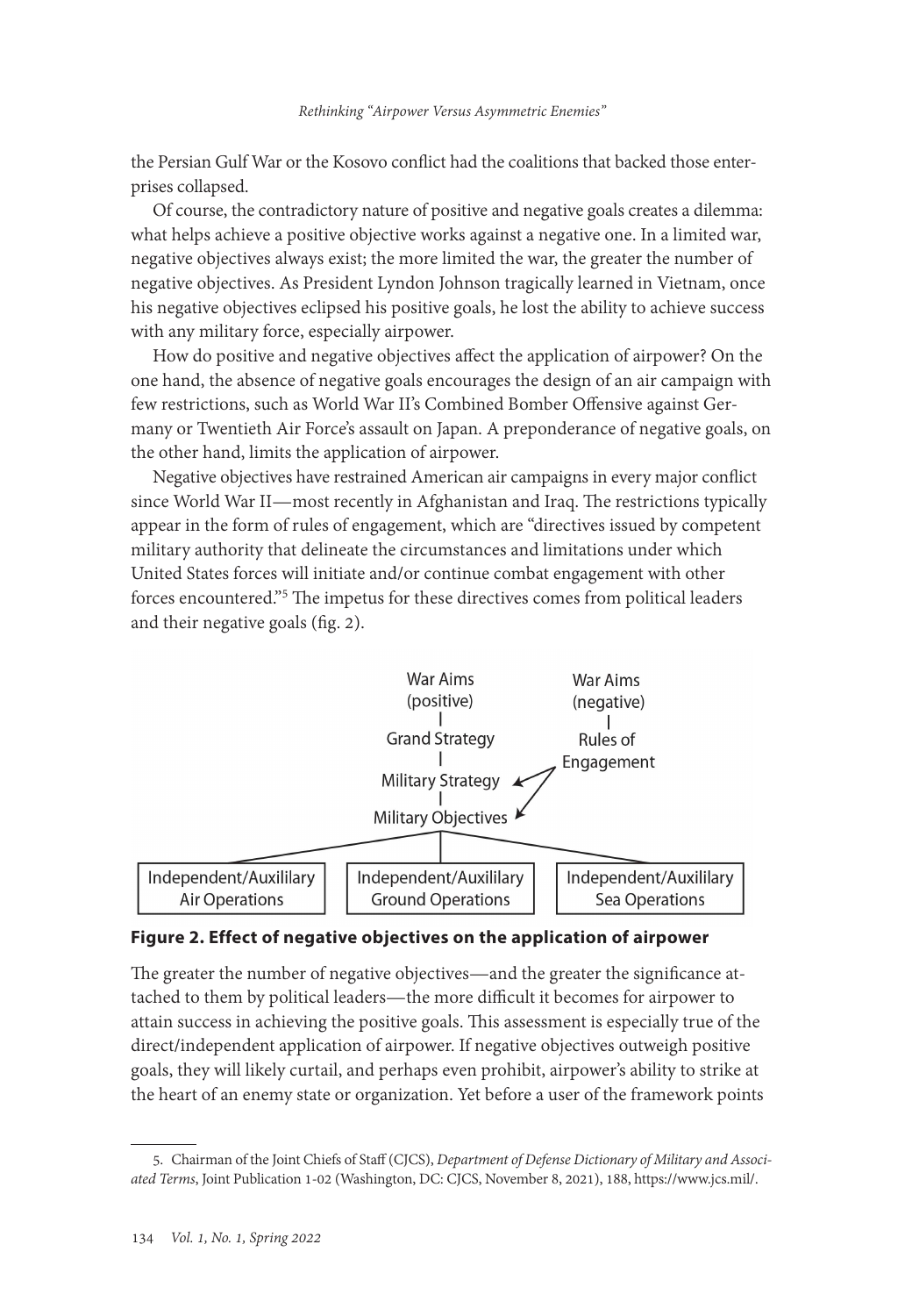the Persian Gulf War or the Kosovo conflict had the coalitions that backed those enterprises collapsed.

Of course, the contradictory nature of positive and negative goals creates a dilemma: what helps achieve a positive objective works against a negative one. In a limited war, negative objectives always exist; the more limited the war, the greater the number of negative objectives. As President Lyndon Johnson tragically learned in Vietnam, once his negative objectives eclipsed his positive goals, he lost the ability to achieve success with any military force, especially airpower.

How do positive and negative objectives affect the application of airpower? On the one hand, the absence of negative goals encourages the design of an air campaign with few restrictions, such as World War II's Combined Bomber Offensive against Germany or Twentieth Air Force's assault on Japan. A preponderance of negative goals, on the other hand, limits the application of airpower.

Negative objectives have restrained American air campaigns in every major conflict since World War II—most recently in Afghanistan and Iraq. The restrictions typically appear in the form of rules of engagement, which are "directives issued by competent military authority that delineate the circumstances and limitations under which United States forces will initiate and/or continue combat engagement with other forces encountered."[5] The impetus for these directives comes from political leaders and their negative goals (fig. 2).

War Aims (positive) → Grand Strategy → Military Strategy → Military Objectives

War Aims (negative) → Rules of Engagement → Military Strategy; Military Objectives

Military Objectives → Independent/Auxililary Air Operations | Independent/Auxililary Ground Operations | Independent/Auxililary Sea Operations

**Figure 2. Effect of negative objectives on the application of airpower**

The greater the number of negative objectives—and the greater the significance attached to them by political leaders—the more difficult it becomes for airpower to attain success in achieving the positive goals. This assessment is especially true of the direct/independent application of airpower. If negative objectives outweigh positive goals, they will likely curtail, and perhaps even prohibit, airpower's ability to strike at the heart of an enemy state or organization. Yet before a user of the framework points

5. Chairman of the Joint Chiefs of Staff (CJCS), *Department of Defense Dictionary of Military and Associated Terms*, Joint Publication 1-02 (Washington, DC: CJCS, November 8, 2021), 188, https://www.jcs.mil/.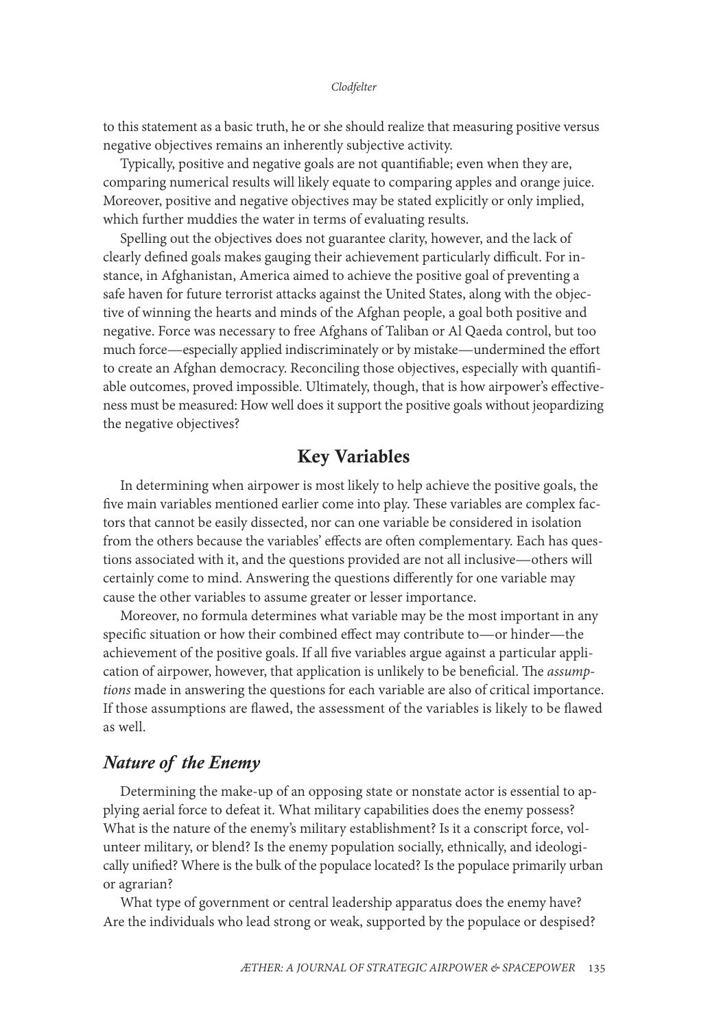to this statement as a basic truth, he or she should realize that measuring positive versus negative objectives remains an inherently subjective activity.

Typically, positive and negative goals are not quantifiable; even when they are, comparing numerical results will likely equate to comparing apples and orange juice. Moreover, positive and negative objectives may be stated explicitly or only implied, which further muddies the water in terms of evaluating results.

Spelling out the objectives does not guarantee clarity, however, and the lack of clearly defined goals makes gauging their achievement particularly difficult. For instance, in Afghanistan, America aimed to achieve the positive goal of preventing a safe haven for future terrorist attacks against the United States, along with the objective of winning the hearts and minds of the Afghan people, a goal both positive and negative. Force was necessary to free Afghans of Taliban or Al Qaeda control, but too much force—especially applied indiscriminately or by mistake—undermined the effort to create an Afghan democracy. Reconciling those objectives, especially with quantifiable outcomes, proved impossible. Ultimately, though, that is how airpower's effectiveness must be measured: How well does it support the positive goals without jeopardizing the negative objectives?

## Key Variables

In determining when airpower is most likely to help achieve the positive goals, the five main variables mentioned earlier come into play. These variables are complex factors that cannot be easily dissected, nor can one variable be considered in isolation from the others because the variables' effects are often complementary. Each has questions associated with it, and the questions provided are not all inclusive—others will certainly come to mind. Answering the questions differently for one variable may cause the other variables to assume greater or lesser importance.

Moreover, no formula determines what variable may be the most important in any specific situation or how their combined effect may contribute to—or hinder—the achievement of the positive goals. If all five variables argue against a particular application of airpower, however, that application is unlikely to be beneficial. The *assumptions* made in answering the questions for each variable are also of critical importance. If those assumptions are flawed, the assessment of the variables is likely to be flawed as well.

### *Nature of the Enemy*

Determining the make-up of an opposing state or nonstate actor is essential to applying aerial force to defeat it. What military capabilities does the enemy possess? What is the nature of the enemy's military establishment? Is it a conscript force, volunteer military, or blend? Is the enemy population socially, ethnically, and ideologically unified? Where is the bulk of the populace located? Is the populace primarily urban or agrarian?

What type of government or central leadership apparatus does the enemy have? Are the individuals who lead strong or weak, supported by the populace or despised?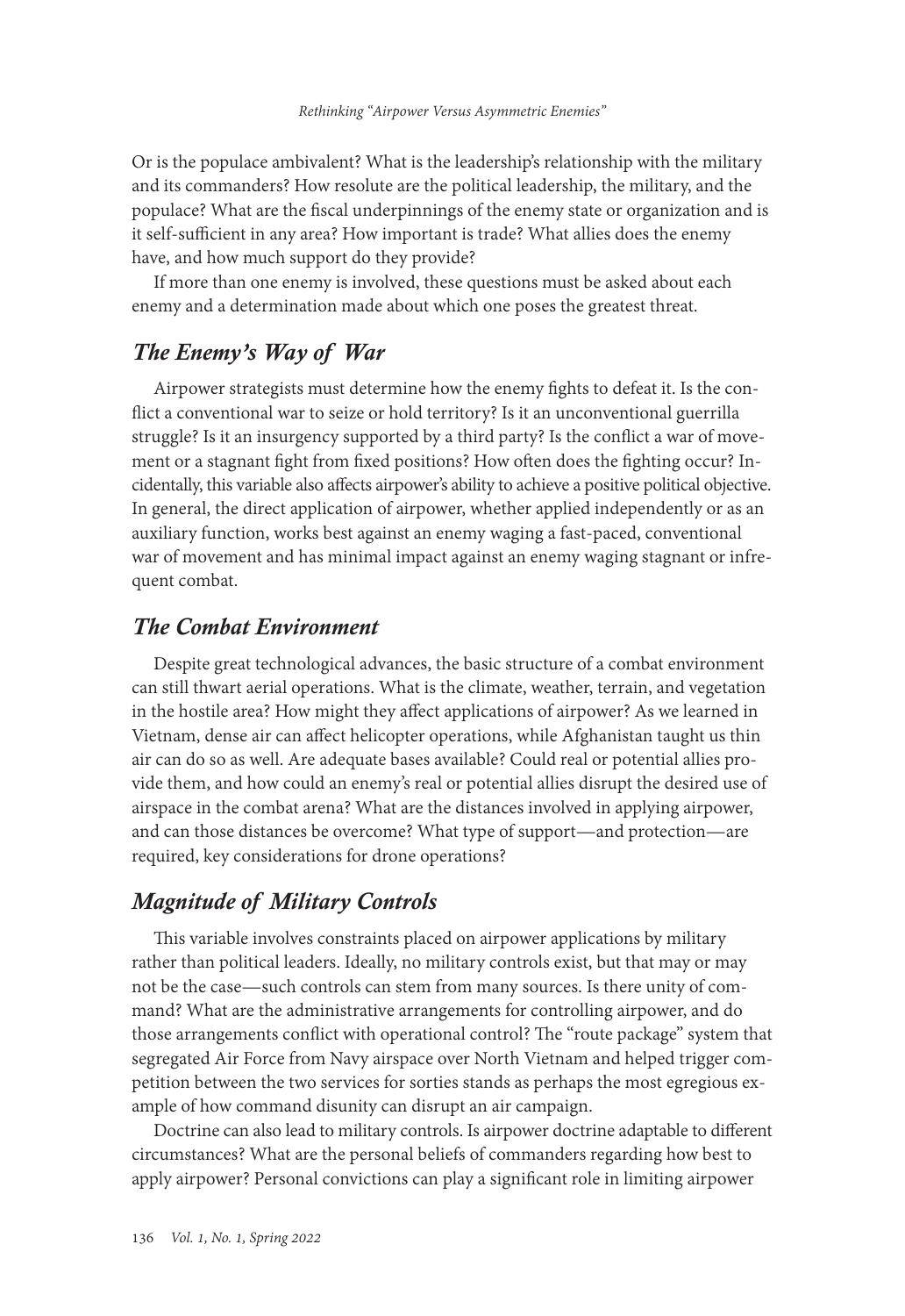Or is the populace ambivalent? What is the leadership's relationship with the military and its commanders? How resolute are the political leadership, the military, and the populace? What are the fiscal underpinnings of the enemy state or organization and is it self-sufficient in any area? How important is trade? What allies does the enemy have, and how much support do they provide?

If more than one enemy is involved, these questions must be asked about each enemy and a determination made about which one poses the greatest threat.

## *The Enemy's Way of War*

Airpower strategists must determine how the enemy fights to defeat it. Is the conflict a conventional war to seize or hold territory? Is it an unconventional guerrilla struggle? Is it an insurgency supported by a third party? Is the conflict a war of movement or a stagnant fight from fixed positions? How often does the fighting occur? Incidentally, this variable also affects airpower's ability to achieve a positive political objective. In general, the direct application of airpower, whether applied independently or as an auxiliary function, works best against an enemy waging a fast-paced, conventional war of movement and has minimal impact against an enemy waging stagnant or infrequent combat.

## *The Combat Environment*

Despite great technological advances, the basic structure of a combat environment can still thwart aerial operations. What is the climate, weather, terrain, and vegetation in the hostile area? How might they affect applications of airpower? As we learned in Vietnam, dense air can affect helicopter operations, while Afghanistan taught us thin air can do so as well. Are adequate bases available? Could real or potential allies provide them, and how could an enemy's real or potential allies disrupt the desired use of airspace in the combat arena? What are the distances involved in applying airpower, and can those distances be overcome? What type of support—and protection—are required, key considerations for drone operations?

## *Magnitude of Military Controls*

This variable involves constraints placed on airpower applications by military rather than political leaders. Ideally, no military controls exist, but that may or may not be the case—such controls can stem from many sources. Is there unity of command? What are the administrative arrangements for controlling airpower, and do those arrangements conflict with operational control? The "route package" system that segregated Air Force from Navy airspace over North Vietnam and helped trigger competition between the two services for sorties stands as perhaps the most egregious example of how command disunity can disrupt an air campaign.

Doctrine can also lead to military controls. Is airpower doctrine adaptable to different circumstances? What are the personal beliefs of commanders regarding how best to apply airpower? Personal convictions can play a significant role in limiting airpower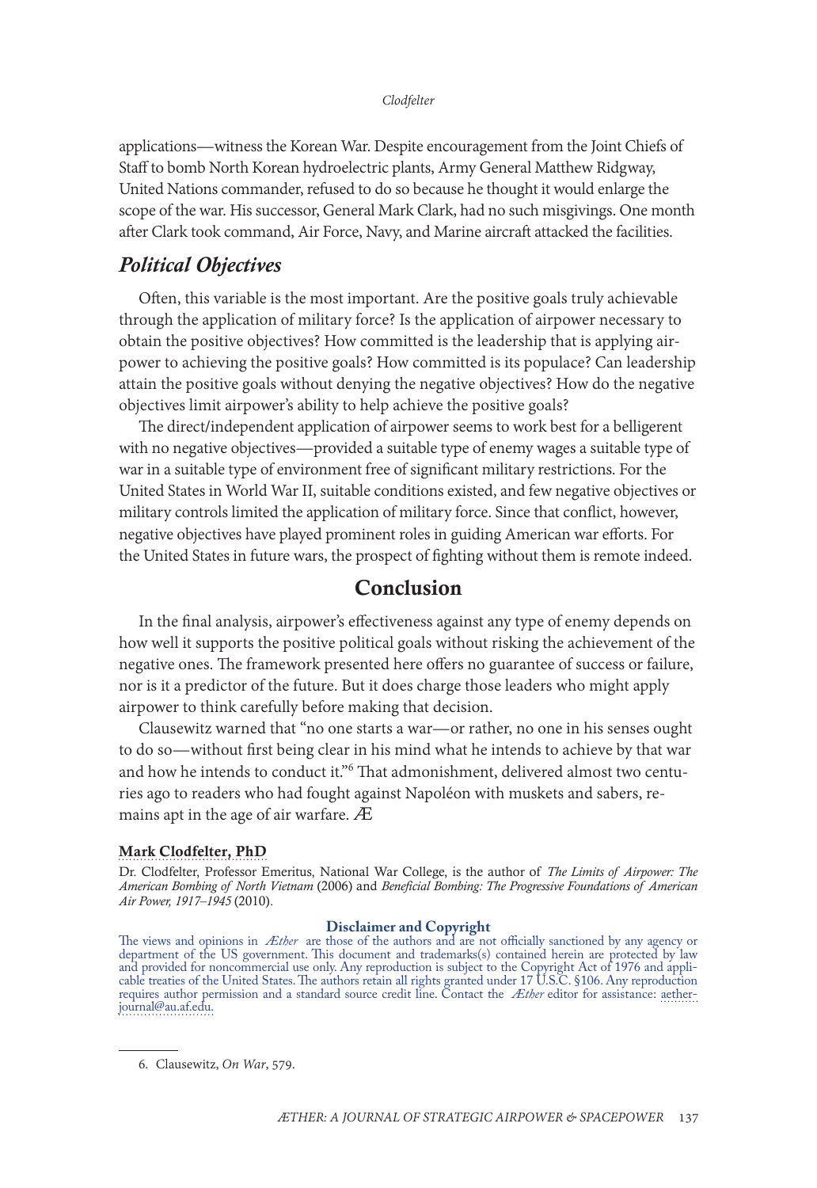applications—witness the Korean War. Despite encouragement from the Joint Chiefs of Staff to bomb North Korean hydroelectric plants, Army General Matthew Ridgway, United Nations commander, refused to do so because he thought it would enlarge the scope of the war. His successor, General Mark Clark, had no such misgivings. One month after Clark took command, Air Force, Navy, and Marine aircraft attacked the facilities.

### *Political Objectives*

Often, this variable is the most important. Are the positive goals truly achievable through the application of military force? Is the application of airpower necessary to obtain the positive objectives? How committed is the leadership that is applying airpower to achieving the positive goals? How committed is its populace? Can leadership attain the positive goals without denying the negative objectives? How do the negative objectives limit airpower's ability to help achieve the positive goals?

The direct/independent application of airpower seems to work best for a belligerent with no negative objectives—provided a suitable type of enemy wages a suitable type of war in a suitable type of environment free of significant military restrictions. For the United States in World War II, suitable conditions existed, and few negative objectives or military controls limited the application of military force. Since that conflict, however, negative objectives have played prominent roles in guiding American war efforts. For the United States in future wars, the prospect of fighting without them is remote indeed.

## Conclusion

In the final analysis, airpower's effectiveness against any type of enemy depends on how well it supports the positive political goals without risking the achievement of the negative ones. The framework presented here offers no guarantee of success or failure, nor is it a predictor of the future. But it does charge those leaders who might apply airpower to think carefully before making that decision.

Clausewitz warned that "no one starts a war—or rather, no one in his senses ought to do so—without first being clear in his mind what he intends to achieve by that war and how he intends to conduct it."[6] That admonishment, delivered almost two centuries ago to readers who had fought against Napoléon with muskets and sabers, remains apt in the age of air warfare. Æ

**Mark Clodfelter, PhD**

Dr. Clodfelter, Professor Emeritus, National War College, is the author of *The Limits of Airpower: The American Bombing of North Vietnam* (2006) and *Beneficial Bombing: The Progressive Foundations of American Air Power, 1917–1945* (2010).

**Disclaimer and Copyright**

The views and opinions in *Æther* are those of the authors and are not officially sanctioned by any agency or department of the US government. This document and trademarks(s) contained herein are protected by law and provided for noncommercial use only. Any reproduction is subject to the Copyright Act of 1976 and applicable treaties of the United States. The authors retain all rights granted under 17 U.S.C. §106. Any reproduction requires author permission and a standard source credit line. Contact the *Æther* editor for assistance: aether-journal@au.af.edu.

6. Clausewitz, *On War*, 579.